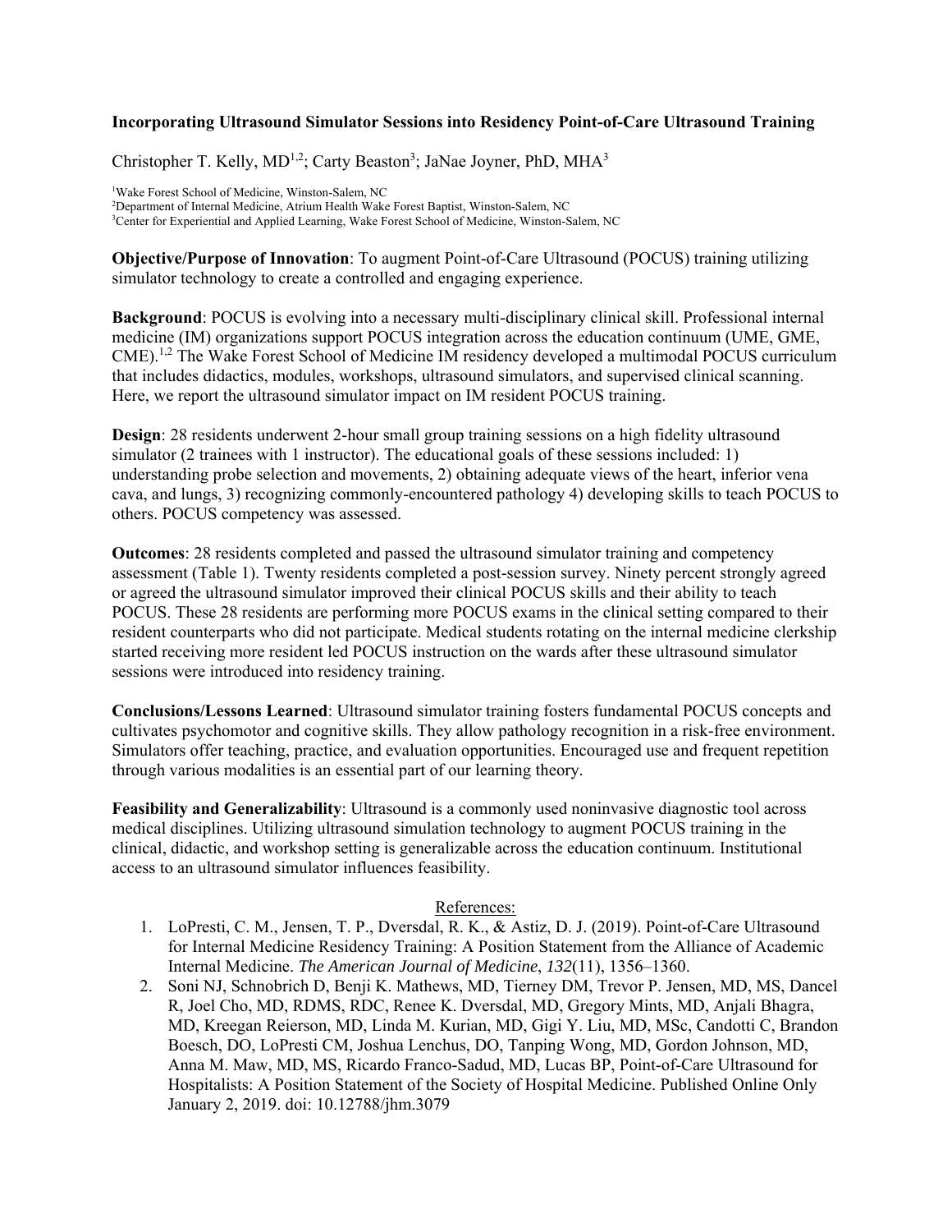# Incorporating Ultrasound Simulator Sessions into Residency Point-of-Care Ultrasound Training

Christopher T. Kelly, MD[1,2]; Carty Beaston[3]; JaNae Joyner, PhD, MHA[3]

[1]Wake Forest School of Medicine, Winston-Salem, NC
[2]Department of Internal Medicine, Atrium Health Wake Forest Baptist, Winston-Salem, NC
[3]Center for Experiential and Applied Learning, Wake Forest School of Medicine, Winston-Salem, NC

**Objective/Purpose of Innovation**: To augment Point-of-Care Ultrasound (POCUS) training utilizing simulator technology to create a controlled and engaging experience.

**Background**: POCUS is evolving into a necessary multi-disciplinary clinical skill. Professional internal medicine (IM) organizations support POCUS integration across the education continuum (UME, GME, CME).[1,2] The Wake Forest School of Medicine IM residency developed a multimodal POCUS curriculum that includes didactics, modules, workshops, ultrasound simulators, and supervised clinical scanning. Here, we report the ultrasound simulator impact on IM resident POCUS training.

**Design**: 28 residents underwent 2-hour small group training sessions on a high fidelity ultrasound simulator (2 trainees with 1 instructor). The educational goals of these sessions included: 1) understanding probe selection and movements, 2) obtaining adequate views of the heart, inferior vena cava, and lungs, 3) recognizing commonly-encountered pathology 4) developing skills to teach POCUS to others. POCUS competency was assessed.

**Outcomes**: 28 residents completed and passed the ultrasound simulator training and competency assessment (Table 1). Twenty residents completed a post-session survey. Ninety percent strongly agreed or agreed the ultrasound simulator improved their clinical POCUS skills and their ability to teach POCUS. These 28 residents are performing more POCUS exams in the clinical setting compared to their resident counterparts who did not participate. Medical students rotating on the internal medicine clerkship started receiving more resident led POCUS instruction on the wards after these ultrasound simulator sessions were introduced into residency training.

**Conclusions/Lessons Learned**: Ultrasound simulator training fosters fundamental POCUS concepts and cultivates psychomotor and cognitive skills. They allow pathology recognition in a risk-free environment. Simulators offer teaching, practice, and evaluation opportunities. Encouraged use and frequent repetition through various modalities is an essential part of our learning theory.

**Feasibility and Generalizability**: Ultrasound is a commonly used noninvasive diagnostic tool across medical disciplines. Utilizing ultrasound simulation technology to augment POCUS training in the clinical, didactic, and workshop setting is generalizable across the education continuum. Institutional access to an ultrasound simulator influences feasibility.

References:

1. LoPresti, C. M., Jensen, T. P., Dversdal, R. K., & Astiz, D. J. (2019). Point-of-Care Ultrasound for Internal Medicine Residency Training: A Position Statement from the Alliance of Academic Internal Medicine. *The American Journal of Medicine*, *132*(11), 1356–1360.
2. Soni NJ, Schnobrich D, Benji K. Mathews, MD, Tierney DM, Trevor P. Jensen, MD, MS, Dancel R, Joel Cho, MD, RDMS, RDC, Renee K. Dversdal, MD, Gregory Mints, MD, Anjali Bhagra, MD, Kreegan Reierson, MD, Linda M. Kurian, MD, Gigi Y. Liu, MD, MSc, Candotti C, Brandon Boesch, DO, LoPresti CM, Joshua Lenchus, DO, Tanping Wong, MD, Gordon Johnson, MD, Anna M. Maw, MD, MS, Ricardo Franco-Sadud, MD, Lucas BP, Point-of-Care Ultrasound for Hospitalists: A Position Statement of the Society of Hospital Medicine. Published Online Only January 2, 2019. doi: 10.12788/jhm.3079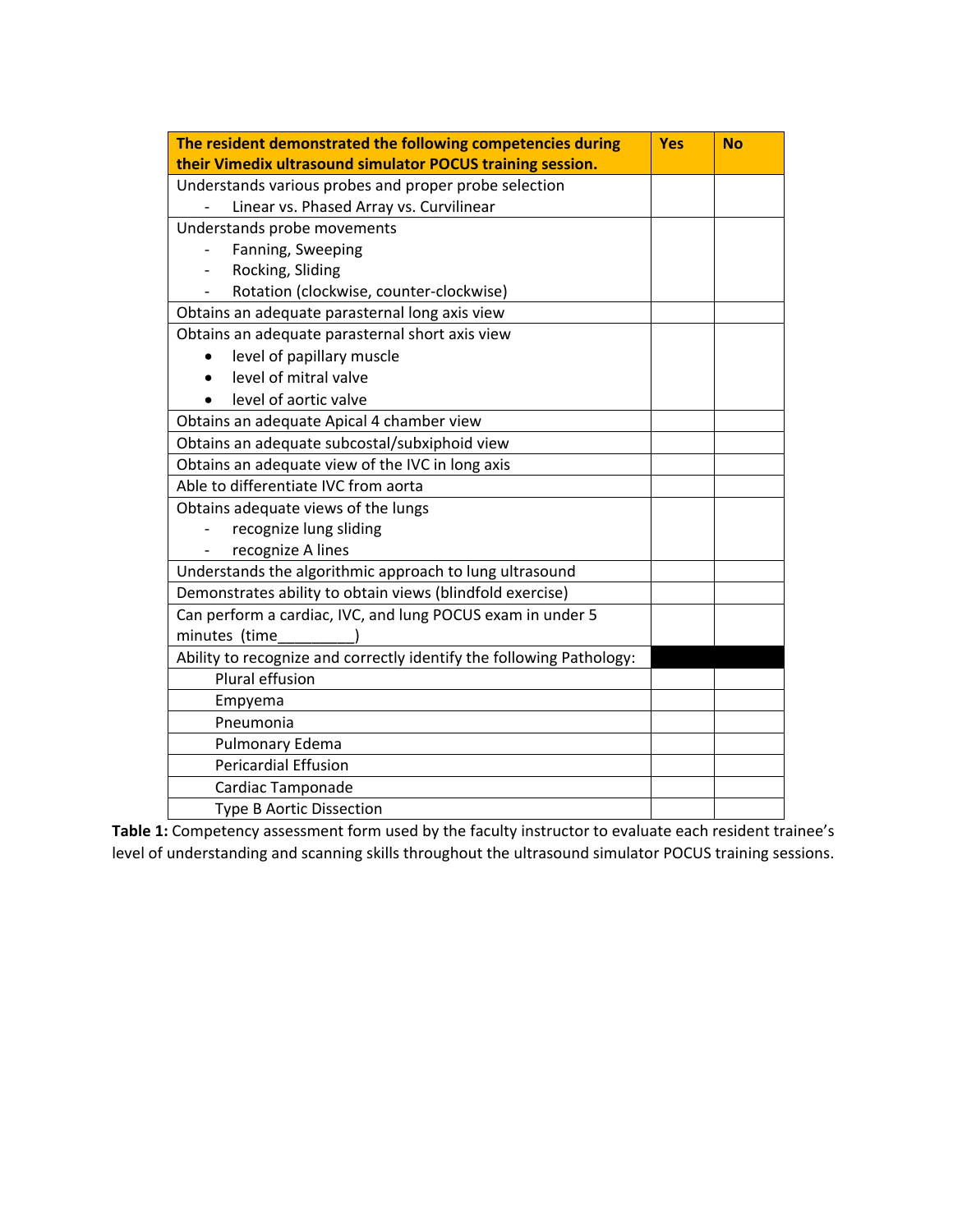| The resident demonstrated the following competencies during their Vimedix ultrasound simulator POCUS training session. | Yes | No |
|---|---|---|
| Understands various probes and proper probe selection<br>- Linear vs. Phased Array vs. Curvilinear | | |
| Understands probe movements<br>- Fanning, Sweeping<br>- Rocking, Sliding<br>- Rotation (clockwise, counter-clockwise) | | |
| Obtains an adequate parasternal long axis view | | |
| Obtains an adequate parasternal short axis view<br>• level of papillary muscle<br>• level of mitral valve<br>• level of aortic valve | | |
| Obtains an adequate Apical 4 chamber view | | |
| Obtains an adequate subcostal/subxiphoid view | | |
| Obtains an adequate view of the IVC in long axis | | |
| Able to differentiate IVC from aorta | | |
| Obtains adequate views of the lungs<br>- recognize lung sliding<br>- recognize A lines | | |
| Understands the algorithmic approach to lung ultrasound | | |
| Demonstrates ability to obtain views (blindfold exercise) | | |
| Can perform a cardiac, IVC, and lung POCUS exam in under 5 minutes (time_________) | | |
| Ability to recognize and correctly identify the following Pathology: | | |
| Plural effusion | | |
| Empyema | | |
| Pneumonia | | |
| Pulmonary Edema | | |
| Pericardial Effusion | | |
| Cardiac Tamponade | | |
| Type B Aortic Dissection | | |

**Table 1:** Competency assessment form used by the faculty instructor to evaluate each resident trainee's level of understanding and scanning skills throughout the ultrasound simulator POCUS training sessions.